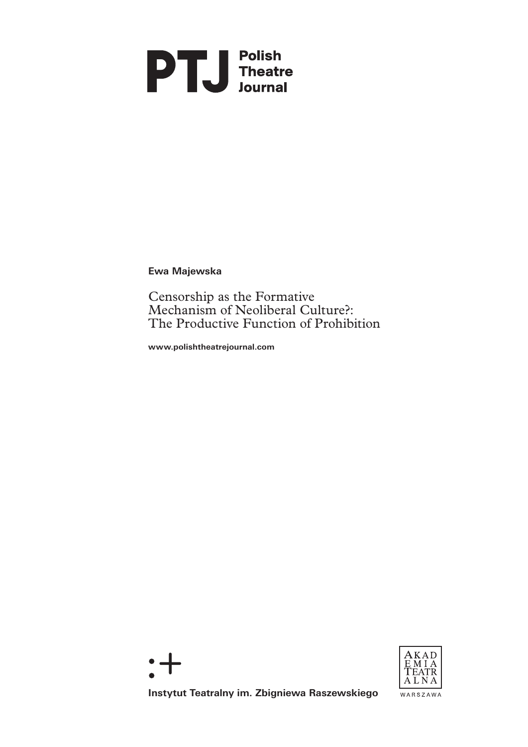# PTJ Polish Theatre Journal

**Ewa Majewska**

# Censorship as the Formative Mechanism of Neoliberal Culture?: The Productive Function of Prohibition

**www.polishtheatrejournal.com**

**Instytut Teatralny im. Zbigniewa Raszewskiego**

AKADEMIA TEATRALNA WARSZAWA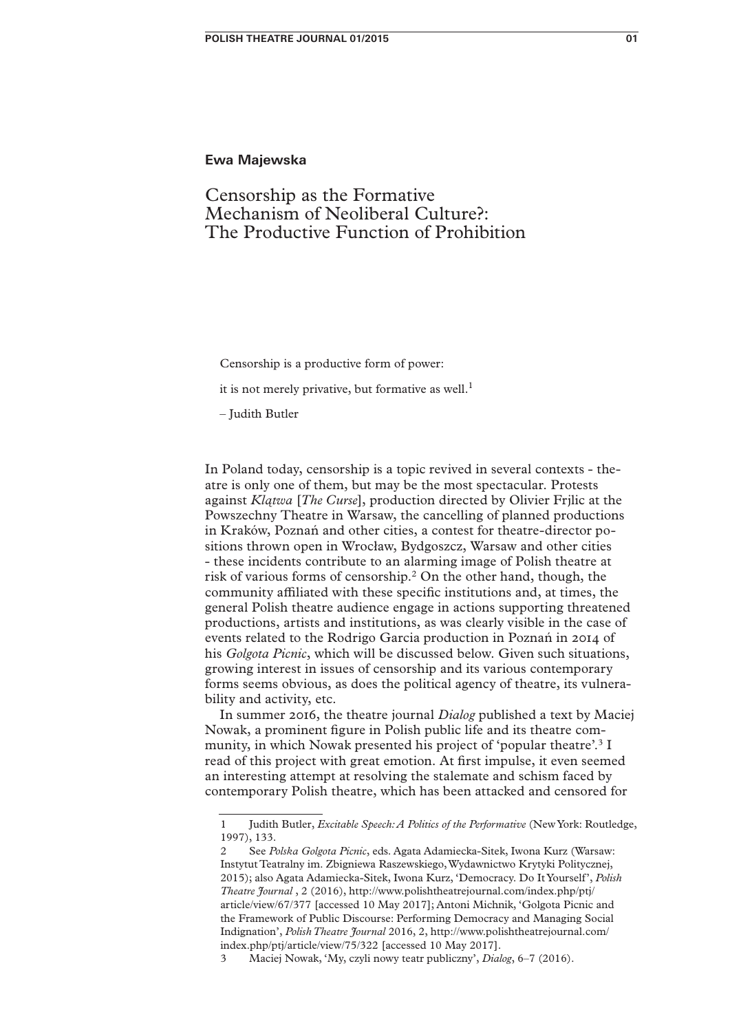**Ewa Majewska**

# Censorship as the Formative Mechanism of Neoliberal Culture?: The Productive Function of Prohibition

> Censorship is a productive form of power:
>
> it is not merely privative, but formative as well.[1]
>
> – Judith Butler

In Poland today, censorship is a topic revived in several contexts - theatre is only one of them, but may be the most spectacular. Protests against *Klątwa* [*The Curse*], production directed by Olivier Frjlic at the Powszechny Theatre in Warsaw, the cancelling of planned productions in Kraków, Poznań and other cities, a contest for theatre-director positions thrown open in Wrocław, Bydgoszcz, Warsaw and other cities - these incidents contribute to an alarming image of Polish theatre at risk of various forms of censorship.[2] On the other hand, though, the community affiliated with these specific institutions and, at times, the general Polish theatre audience engage in actions supporting threatened productions, artists and institutions, as was clearly visible in the case of events related to the Rodrigo Garcia production in Poznań in 2014 of his *Golgota Picnic*, which will be discussed below. Given such situations, growing interest in issues of censorship and its various contemporary forms seems obvious, as does the political agency of theatre, its vulnerability and activity, etc.

In summer 2016, the theatre journal *Dialog* published a text by Maciej Nowak, a prominent figure in Polish public life and its theatre community, in which Nowak presented his project of 'popular theatre'.[3] I read of this project with great emotion. At first impulse, it even seemed an interesting attempt at resolving the stalemate and schism faced by contemporary Polish theatre, which has been attacked and censored for

---

1 Judith Butler, *Excitable Speech: A Politics of the Performative* (New York: Routledge, 1997), 133.

2 See *Polska Golgota Picnic*, eds. Agata Adamiecka-Sitek, Iwona Kurz (Warsaw: Instytut Teatralny im. Zbigniewa Raszewskiego, Wydawnictwo Krytyki Politycznej, 2015); also Agata Adamiecka-Sitek, Iwona Kurz, 'Democracy. Do It Yourself', *Polish Theatre Journal*, 2 (2016), http://www.polishtheatrejournal.com/index.php/ptj/article/view/67/377 [accessed 10 May 2017]; Antoni Michnik, 'Golgota Picnic and the Framework of Public Discourse: Performing Democracy and Managing Social Indignation', *Polish Theatre Journal* 2016, 2, http://www.polishtheatrejournal.com/index.php/ptj/article/view/75/322 [accessed 10 May 2017].

3 Maciej Nowak, 'My, czyli nowy teatr publiczny', *Dialog*, 6–7 (2016).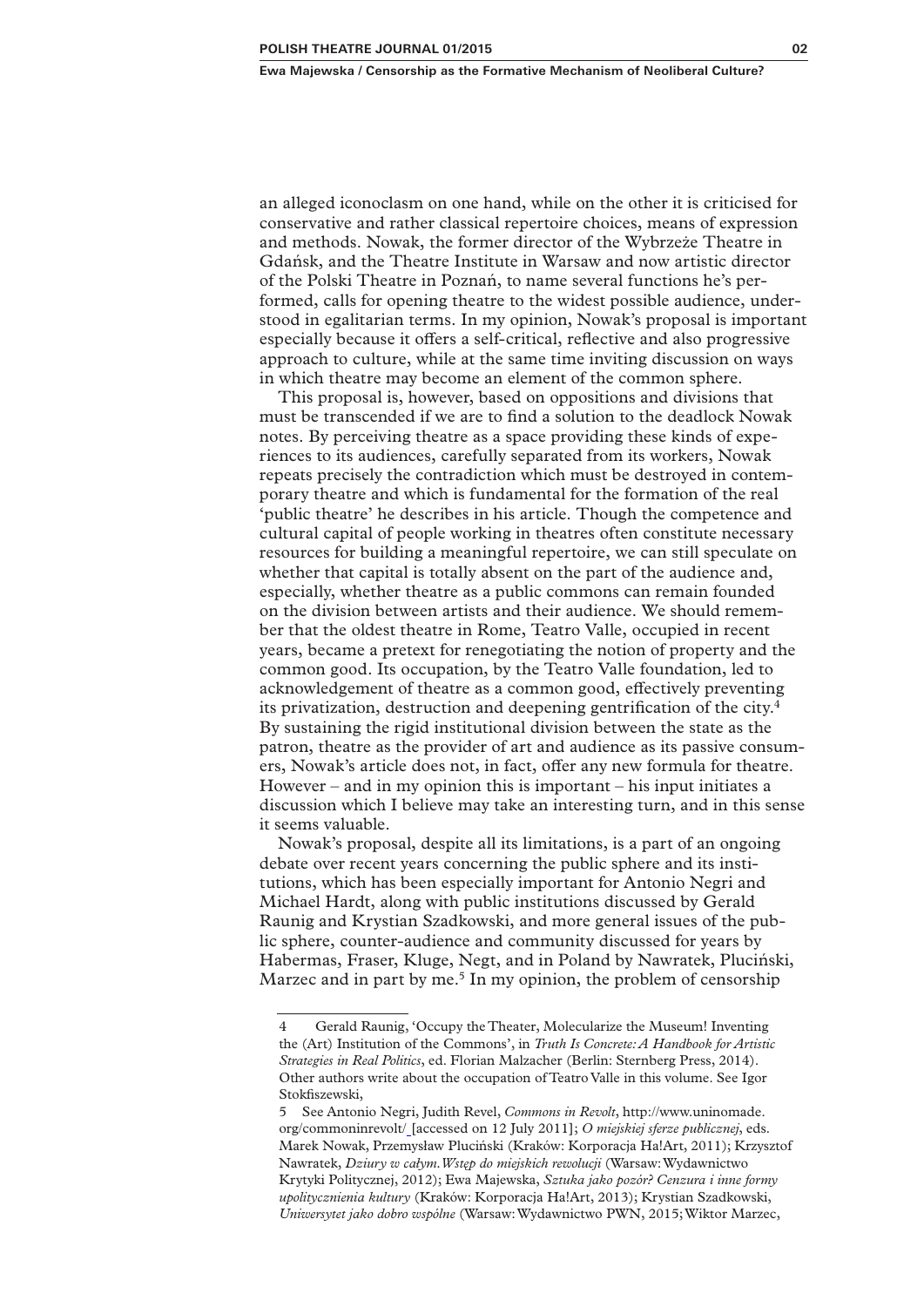an alleged iconoclasm on one hand, while on the other it is criticised for conservative and rather classical repertoire choices, means of expression and methods. Nowak, the former director of the Wybrzeże Theatre in Gdańsk, and the Theatre Institute in Warsaw and now artistic director of the Polski Theatre in Poznań, to name several functions he's performed, calls for opening theatre to the widest possible audience, understood in egalitarian terms. In my opinion, Nowak's proposal is important especially because it offers a self-critical, reflective and also progressive approach to culture, while at the same time inviting discussion on ways in which theatre may become an element of the common sphere.

This proposal is, however, based on oppositions and divisions that must be transcended if we are to find a solution to the deadlock Nowak notes. By perceiving theatre as a space providing these kinds of experiences to its audiences, carefully separated from its workers, Nowak repeats precisely the contradiction which must be destroyed in contemporary theatre and which is fundamental for the formation of the real 'public theatre' he describes in his article. Though the competence and cultural capital of people working in theatres often constitute necessary resources for building a meaningful repertoire, we can still speculate on whether that capital is totally absent on the part of the audience and, especially, whether theatre as a public commons can remain founded on the division between artists and their audience. We should remember that the oldest theatre in Rome, Teatro Valle, occupied in recent years, became a pretext for renegotiating the notion of property and the common good. Its occupation, by the Teatro Valle foundation, led to acknowledgement of theatre as a common good, effectively preventing its privatization, destruction and deepening gentrification of the city.[4] By sustaining the rigid institutional division between the state as the patron, theatre as the provider of art and audience as its passive consumers, Nowak's article does not, in fact, offer any new formula for theatre. However – and in my opinion this is important – his input initiates a discussion which I believe may take an interesting turn, and in this sense it seems valuable.

Nowak's proposal, despite all its limitations, is a part of an ongoing debate over recent years concerning the public sphere and its institutions, which has been especially important for Antonio Negri and Michael Hardt, along with public institutions discussed by Gerald Raunig and Krystian Szadkowski, and more general issues of the public sphere, counter-audience and community discussed for years by Habermas, Fraser, Kluge, Negt, and in Poland by Nawratek, Pluciński, Marzec and in part by me.[5] In my opinion, the problem of censorship

---

4 Gerald Raunig, 'Occupy the Theater, Molecularize the Museum! Inventing the (Art) Institution of the Commons', in *Truth Is Concrete: A Handbook for Artistic Strategies in Real Politics*, ed. Florian Malzacher (Berlin: Sternberg Press, 2014). Other authors write about the occupation of Teatro Valle in this volume. See Igor Stokfiszewski,

5 See Antonio Negri, Judith Revel, *Commons in Revolt*, http://www.uninomade.org/commoninrevolt/ [accessed on 12 July 2011]; *O miejskiej sferze publicznej*, eds. Marek Nowak, Przemysław Pluciński (Kraków: Korporacja Ha!Art, 2011); Krzysztof Nawratek, *Dziury w całym. Wstęp do miejskich rewolucji* (Warsaw: Wydawnictwo Krytyki Politycznej, 2012); Ewa Majewska, *Sztuka jako pozór? Cenzura i inne formy upolitycznienia kultury* (Kraków: Korporacja Ha!Art, 2013); Krystian Szadkowski, *Uniwersytet jako dobro wspólne* (Warsaw: Wydawnictwo PWN, 2015; Wiktor Marzec,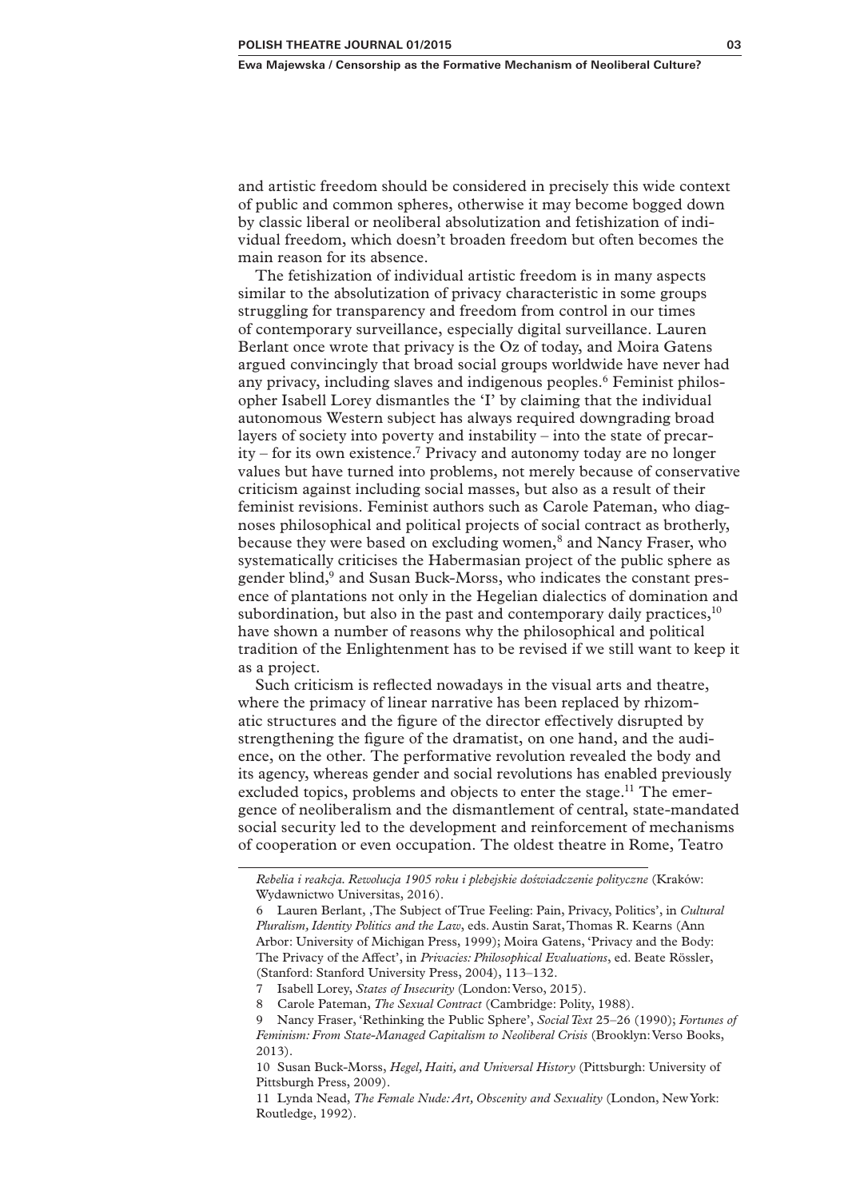and artistic freedom should be considered in precisely this wide context of public and common spheres, otherwise it may become bogged down by classic liberal or neoliberal absolutization and fetishization of individual freedom, which doesn't broaden freedom but often becomes the main reason for its absence.

The fetishization of individual artistic freedom is in many aspects similar to the absolutization of privacy characteristic in some groups struggling for transparency and freedom from control in our times of contemporary surveillance, especially digital surveillance. Lauren Berlant once wrote that privacy is the Oz of today, and Moira Gatens argued convincingly that broad social groups worldwide have never had any privacy, including slaves and indigenous peoples.[6] Feminist philosopher Isabell Lorey dismantles the 'I' by claiming that the individual autonomous Western subject has always required downgrading broad layers of society into poverty and instability – into the state of precarity – for its own existence.[7] Privacy and autonomy today are no longer values but have turned into problems, not merely because of conservative criticism against including social masses, but also as a result of their feminist revisions. Feminist authors such as Carole Pateman, who diagnoses philosophical and political projects of social contract as brotherly, because they were based on excluding women,[8] and Nancy Fraser, who systematically criticises the Habermasian project of the public sphere as gender blind,[9] and Susan Buck-Morss, who indicates the constant presence of plantations not only in the Hegelian dialectics of domination and subordination, but also in the past and contemporary daily practices,[10] have shown a number of reasons why the philosophical and political tradition of the Enlightenment has to be revised if we still want to keep it as a project.

Such criticism is reflected nowadays in the visual arts and theatre, where the primacy of linear narrative has been replaced by rhizomatic structures and the figure of the director effectively disrupted by strengthening the figure of the dramatist, on one hand, and the audience, on the other. The performative revolution revealed the body and its agency, whereas gender and social revolutions has enabled previously excluded topics, problems and objects to enter the stage.[11] The emergence of neoliberalism and the dismantlement of central, state-mandated social security led to the development and reinforcement of mechanisms of cooperation or even occupation. The oldest theatre in Rome, Teatro

---

*Rebelia i reakcja. Rewolucja 1905 roku i plebejskie doświadczenie polityczne* (Kraków: Wydawnictwo Universitas, 2016).

6 Lauren Berlant, ,The Subject of True Feeling: Pain, Privacy, Politics', in *Cultural Pluralism, Identity Politics and the Law*, eds. Austin Sarat, Thomas R. Kearns (Ann Arbor: University of Michigan Press, 1999); Moira Gatens, 'Privacy and the Body: The Privacy of the Affect', in *Privacies: Philosophical Evaluations*, ed. Beate Rössler, (Stanford: Stanford University Press, 2004), 113–132.

7 Isabell Lorey, *States of Insecurity* (London: Verso, 2015).

8 Carole Pateman, *The Sexual Contract* (Cambridge: Polity, 1988).

9 Nancy Fraser, 'Rethinking the Public Sphere', *Social Text* 25–26 (1990); *Fortunes of Feminism: From State-Managed Capitalism to Neoliberal Crisis* (Brooklyn: Verso Books, 2013).

10 Susan Buck-Morss, *Hegel, Haiti, and Universal History* (Pittsburgh: University of Pittsburgh Press, 2009).

11 Lynda Nead, *The Female Nude: Art, Obscenity and Sexuality* (London, New York: Routledge, 1992).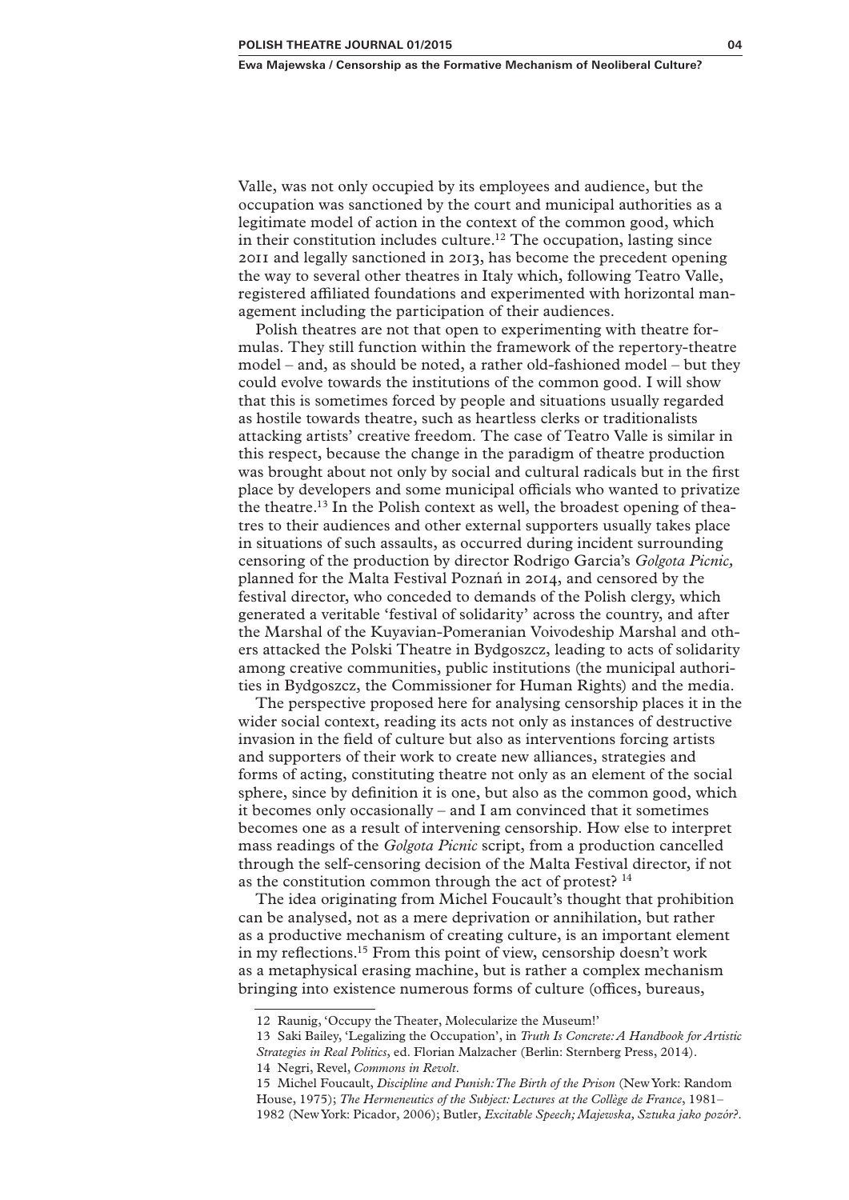Valle, was not only occupied by its employees and audience, but the occupation was sanctioned by the court and municipal authorities as a legitimate model of action in the context of the common good, which in their constitution includes culture.[12] The occupation, lasting since 2011 and legally sanctioned in 2013, has become the precedent opening the way to several other theatres in Italy which, following Teatro Valle, registered affiliated foundations and experimented with horizontal management including the participation of their audiences.

Polish theatres are not that open to experimenting with theatre formulas. They still function within the framework of the repertory-theatre model – and, as should be noted, a rather old-fashioned model – but they could evolve towards the institutions of the common good. I will show that this is sometimes forced by people and situations usually regarded as hostile towards theatre, such as heartless clerks or traditionalists attacking artists' creative freedom. The case of Teatro Valle is similar in this respect, because the change in the paradigm of theatre production was brought about not only by social and cultural radicals but in the first place by developers and some municipal officials who wanted to privatize the theatre.[13] In the Polish context as well, the broadest opening of theatres to their audiences and other external supporters usually takes place in situations of such assaults, as occurred during incident surrounding censoring of the production by director Rodrigo Garcia's *Golgota Picnic,* planned for the Malta Festival Poznań in 2014, and censored by the festival director, who conceded to demands of the Polish clergy, which generated a veritable 'festival of solidarity' across the country, and after the Marshal of the Kuyavian-Pomeranian Voivodeship Marshal and others attacked the Polski Theatre in Bydgoszcz, leading to acts of solidarity among creative communities, public institutions (the municipal authorities in Bydgoszcz, the Commissioner for Human Rights) and the media.

The perspective proposed here for analysing censorship places it in the wider social context, reading its acts not only as instances of destructive invasion in the field of culture but also as interventions forcing artists and supporters of their work to create new alliances, strategies and forms of acting, constituting theatre not only as an element of the social sphere, since by definition it is one, but also as the common good, which it becomes only occasionally – and I am convinced that it sometimes becomes one as a result of intervening censorship. How else to interpret mass readings of the *Golgota Picnic* script, from a production cancelled through the self-censoring decision of the Malta Festival director, if not as the constitution common through the act of protest? [14]

The idea originating from Michel Foucault's thought that prohibition can be analysed, not as a mere deprivation or annihilation, but rather as a productive mechanism of creating culture, is an important element in my reflections.[15] From this point of view, censorship doesn't work as a metaphysical erasing machine, but is rather a complex mechanism bringing into existence numerous forms of culture (offices, bureaus,

---

12 Raunig, 'Occupy the Theater, Molecularize the Museum!'

13 Saki Bailey, 'Legalizing the Occupation', in *Truth Is Concrete: A Handbook for Artistic Strategies in Real Politics*, ed. Florian Malzacher (Berlin: Sternberg Press, 2014).

14 Negri, Revel, *Commons in Revolt*.

15 Michel Foucault, *Discipline and Punish: The Birth of the Prison* (New York: Random House, 1975); *The Hermeneutics of the Subject: Lectures at the Collège de France*, 1981–1982 (New York: Picador, 2006); Butler, *Excitable Speech; Majewska, Sztuka jako pozór?*.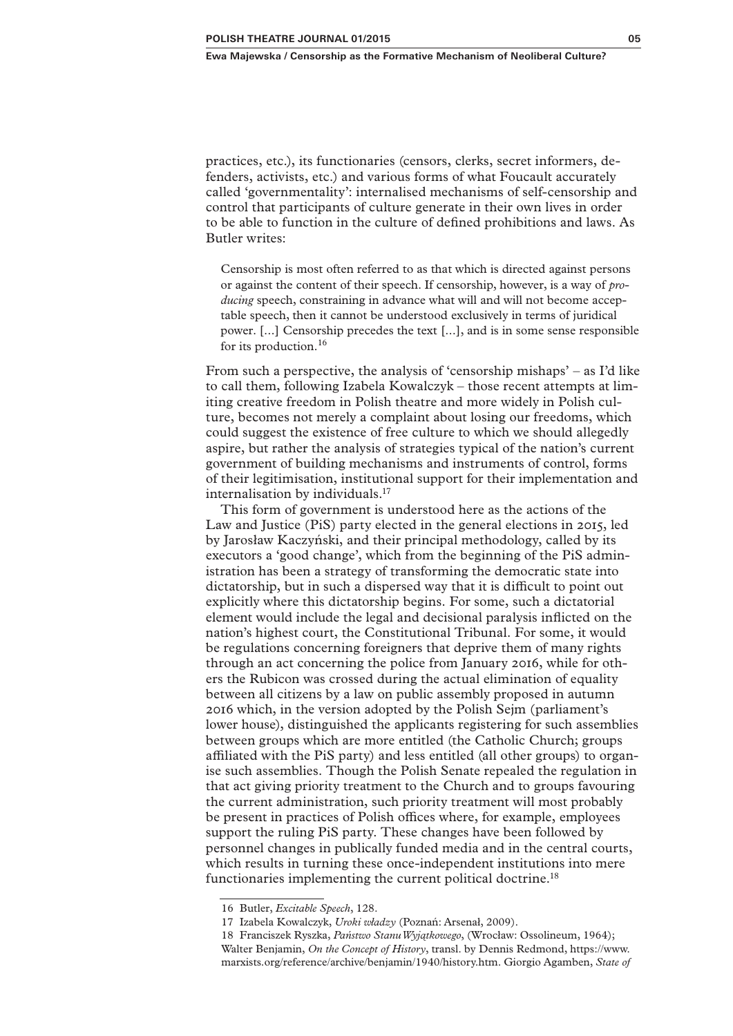practices, etc.), its functionaries (censors, clerks, secret informers, defenders, activists, etc.) and various forms of what Foucault accurately called 'governmentality': internalised mechanisms of self-censorship and control that participants of culture generate in their own lives in order to be able to function in the culture of defined prohibitions and laws. As Butler writes:

> Censorship is most often referred to as that which is directed against persons or against the content of their speech. If censorship, however, is a way of *producing* speech, constraining in advance what will and will not become acceptable speech, then it cannot be understood exclusively in terms of juridical power. [...] Censorship precedes the text [...], and is in some sense responsible for its production.[16]

From such a perspective, the analysis of 'censorship mishaps' – as I'd like to call them, following Izabela Kowalczyk – those recent attempts at limiting creative freedom in Polish theatre and more widely in Polish culture, becomes not merely a complaint about losing our freedoms, which could suggest the existence of free culture to which we should allegedly aspire, but rather the analysis of strategies typical of the nation's current government of building mechanisms and instruments of control, forms of their legitimisation, institutional support for their implementation and internalisation by individuals.[17]

This form of government is understood here as the actions of the Law and Justice (PiS) party elected in the general elections in 2015, led by Jarosław Kaczyński, and their principal methodology, called by its executors a 'good change', which from the beginning of the PiS administration has been a strategy of transforming the democratic state into dictatorship, but in such a dispersed way that it is difficult to point out explicitly where this dictatorship begins. For some, such a dictatorial element would include the legal and decisional paralysis inflicted on the nation's highest court, the Constitutional Tribunal. For some, it would be regulations concerning foreigners that deprive them of many rights through an act concerning the police from January 2016, while for others the Rubicon was crossed during the actual elimination of equality between all citizens by a law on public assembly proposed in autumn 2016 which, in the version adopted by the Polish Sejm (parliament's lower house), distinguished the applicants registering for such assemblies between groups which are more entitled (the Catholic Church; groups affiliated with the PiS party) and less entitled (all other groups) to organise such assemblies. Though the Polish Senate repealed the regulation in that act giving priority treatment to the Church and to groups favouring the current administration, such priority treatment will most probably be present in practices of Polish offices where, for example, employees support the ruling PiS party. These changes have been followed by personnel changes in publically funded media and in the central courts, which results in turning these once-independent institutions into mere functionaries implementing the current political doctrine.[18]

---

16 Butler, *Excitable Speech*, 128.

17 Izabela Kowalczyk, *Uroki władzy* (Poznań: Arsenał, 2009).

18 Franciszek Ryszka, *Państwo Stanu Wyjątkowego*, (Wrocław: Ossolineum, 1964); Walter Benjamin, *On the Concept of History*, transl. by Dennis Redmond, https://www.marxists.org/reference/archive/benjamin/1940/history.htm. Giorgio Agamben, *State of*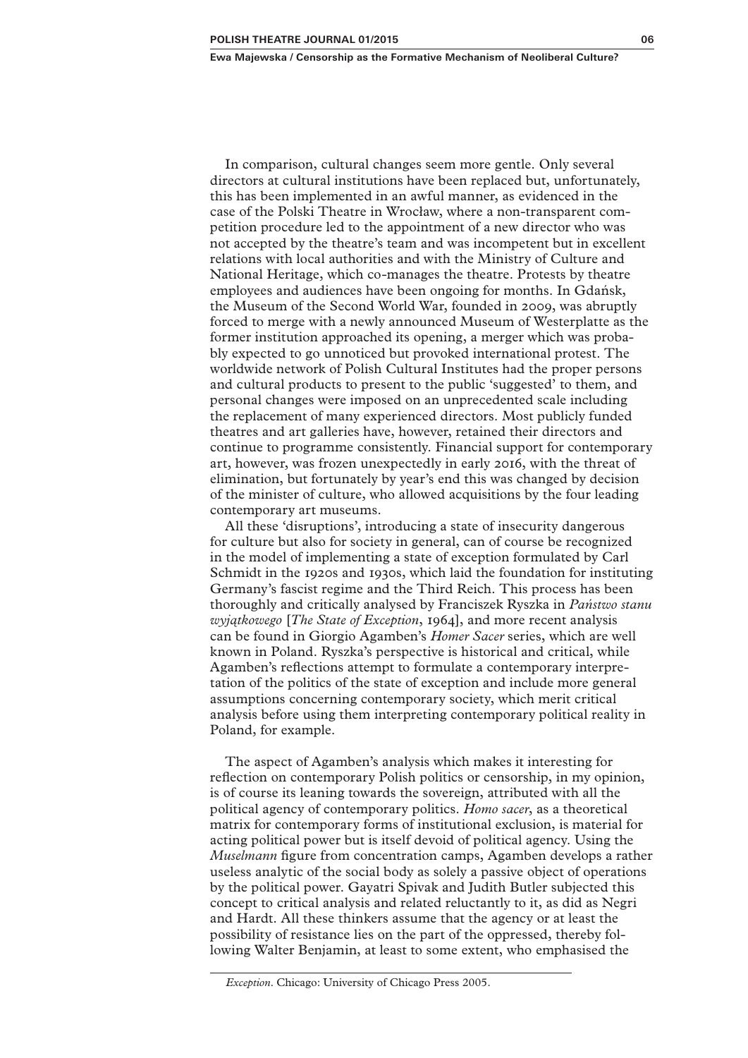In comparison, cultural changes seem more gentle. Only several directors at cultural institutions have been replaced but, unfortunately, this has been implemented in an awful manner, as evidenced in the case of the Polski Theatre in Wrocław, where a non-transparent competition procedure led to the appointment of a new director who was not accepted by the theatre's team and was incompetent but in excellent relations with local authorities and with the Ministry of Culture and National Heritage, which co-manages the theatre. Protests by theatre employees and audiences have been ongoing for months. In Gdańsk, the Museum of the Second World War, founded in 2009, was abruptly forced to merge with a newly announced Museum of Westerplatte as the former institution approached its opening, a merger which was probably expected to go unnoticed but provoked international protest. The worldwide network of Polish Cultural Institutes had the proper persons and cultural products to present to the public 'suggested' to them, and personal changes were imposed on an unprecedented scale including the replacement of many experienced directors. Most publicly funded theatres and art galleries have, however, retained their directors and continue to programme consistently. Financial support for contemporary art, however, was frozen unexpectedly in early 2016, with the threat of elimination, but fortunately by year's end this was changed by decision of the minister of culture, who allowed acquisitions by the four leading contemporary art museums.

All these 'disruptions', introducing a state of insecurity dangerous for culture but also for society in general, can of course be recognized in the model of implementing a state of exception formulated by Carl Schmidt in the 1920s and 1930s, which laid the foundation for instituting Germany's fascist regime and the Third Reich. This process has been thoroughly and critically analysed by Franciszek Ryszka in *Państwo stanu wyjątkowego* [*The State of Exception*, 1964], and more recent analysis can be found in Giorgio Agamben's *Homer Sacer* series, which are well known in Poland. Ryszka's perspective is historical and critical, while Agamben's reflections attempt to formulate a contemporary interpretation of the politics of the state of exception and include more general assumptions concerning contemporary society, which merit critical analysis before using them interpreting contemporary political reality in Poland, for example.

The aspect of Agamben's analysis which makes it interesting for reflection on contemporary Polish politics or censorship, in my opinion, is of course its leaning towards the sovereign, attributed with all the political agency of contemporary politics. *Homo sacer*, as a theoretical matrix for contemporary forms of institutional exclusion, is material for acting political power but is itself devoid of political agency. Using the *Muselmann* figure from concentration camps, Agamben develops a rather useless analytic of the social body as solely a passive object of operations by the political power. Gayatri Spivak and Judith Butler subjected this concept to critical analysis and related reluctantly to it, as did as Negri and Hardt. All these thinkers assume that the agency or at least the possibility of resistance lies on the part of the oppressed, thereby following Walter Benjamin, at least to some extent, who emphasised the

---

*Exception*. Chicago: University of Chicago Press 2005.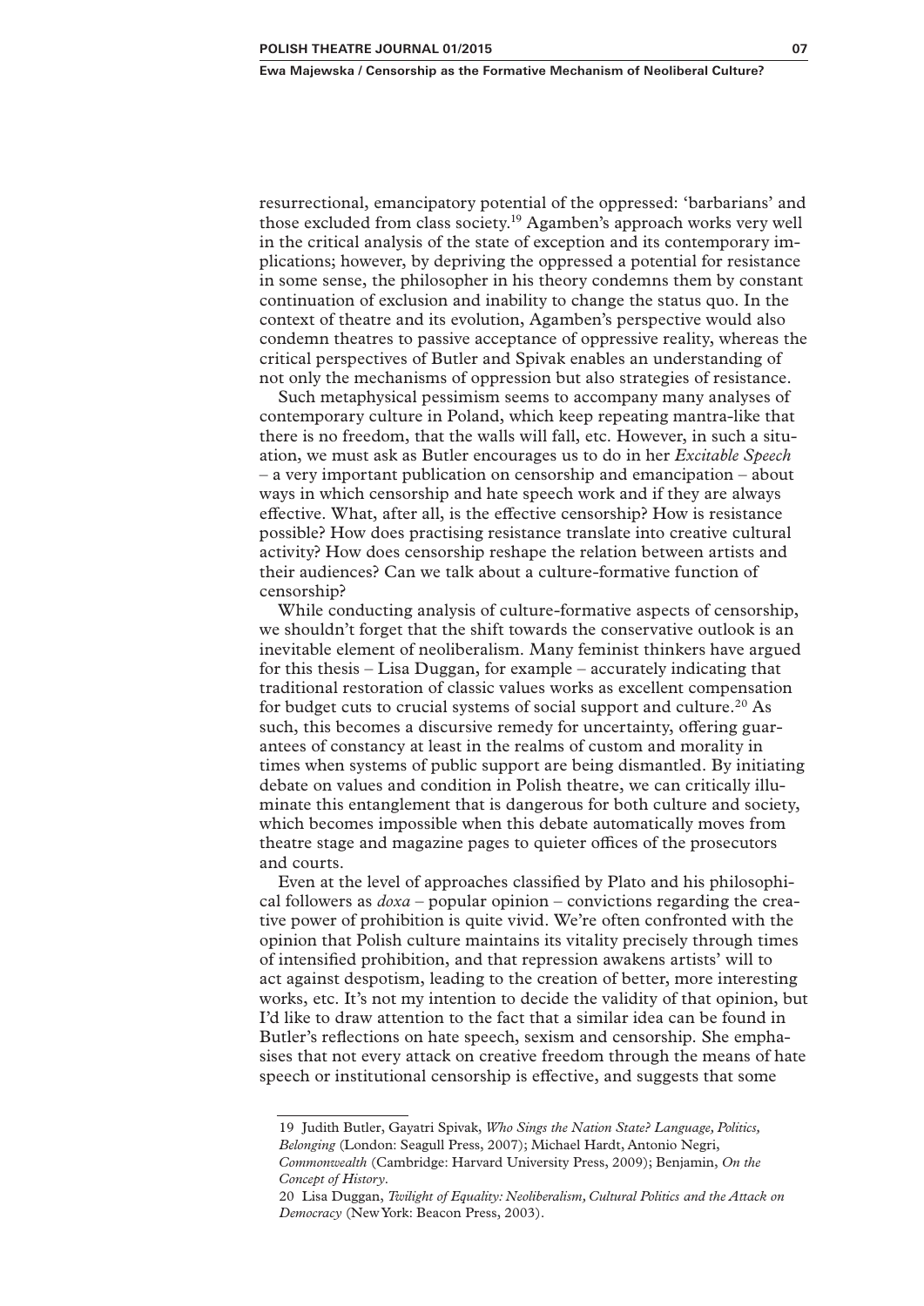resurrectional, emancipatory potential of the oppressed: 'barbarians' and those excluded from class society.[19] Agamben's approach works very well in the critical analysis of the state of exception and its contemporary implications; however, by depriving the oppressed a potential for resistance in some sense, the philosopher in his theory condemns them by constant continuation of exclusion and inability to change the status quo. In the context of theatre and its evolution, Agamben's perspective would also condemn theatres to passive acceptance of oppressive reality, whereas the critical perspectives of Butler and Spivak enables an understanding of not only the mechanisms of oppression but also strategies of resistance.

Such metaphysical pessimism seems to accompany many analyses of contemporary culture in Poland, which keep repeating mantra-like that there is no freedom, that the walls will fall, etc. However, in such a situation, we must ask as Butler encourages us to do in her *Excitable Speech* – a very important publication on censorship and emancipation – about ways in which censorship and hate speech work and if they are always effective. What, after all, is the effective censorship? How is resistance possible? How does practising resistance translate into creative cultural activity? How does censorship reshape the relation between artists and their audiences? Can we talk about a culture-formative function of censorship?

While conducting analysis of culture-formative aspects of censorship, we shouldn't forget that the shift towards the conservative outlook is an inevitable element of neoliberalism. Many feminist thinkers have argued for this thesis – Lisa Duggan, for example – accurately indicating that traditional restoration of classic values works as excellent compensation for budget cuts to crucial systems of social support and culture.[20] As such, this becomes a discursive remedy for uncertainty, offering guarantees of constancy at least in the realms of custom and morality in times when systems of public support are being dismantled. By initiating debate on values and condition in Polish theatre, we can critically illuminate this entanglement that is dangerous for both culture and society, which becomes impossible when this debate automatically moves from theatre stage and magazine pages to quieter offices of the prosecutors and courts.

Even at the level of approaches classified by Plato and his philosophical followers as *doxa* – popular opinion – convictions regarding the creative power of prohibition is quite vivid. We're often confronted with the opinion that Polish culture maintains its vitality precisely through times of intensified prohibition, and that repression awakens artists' will to act against despotism, leading to the creation of better, more interesting works, etc. It's not my intention to decide the validity of that opinion, but I'd like to draw attention to the fact that a similar idea can be found in Butler's reflections on hate speech, sexism and censorship. She emphasises that not every attack on creative freedom through the means of hate speech or institutional censorship is effective, and suggests that some

---

19 Judith Butler, Gayatri Spivak, *Who Sings the Nation State? Language, Politics, Belonging* (London: Seagull Press, 2007); Michael Hardt, Antonio Negri, *Commonwealth* (Cambridge: Harvard University Press, 2009); Benjamin, *On the Concept of History*.

20 Lisa Duggan, *Twilight of Equality: Neoliberalism, Cultural Politics and the Attack on Democracy* (New York: Beacon Press, 2003).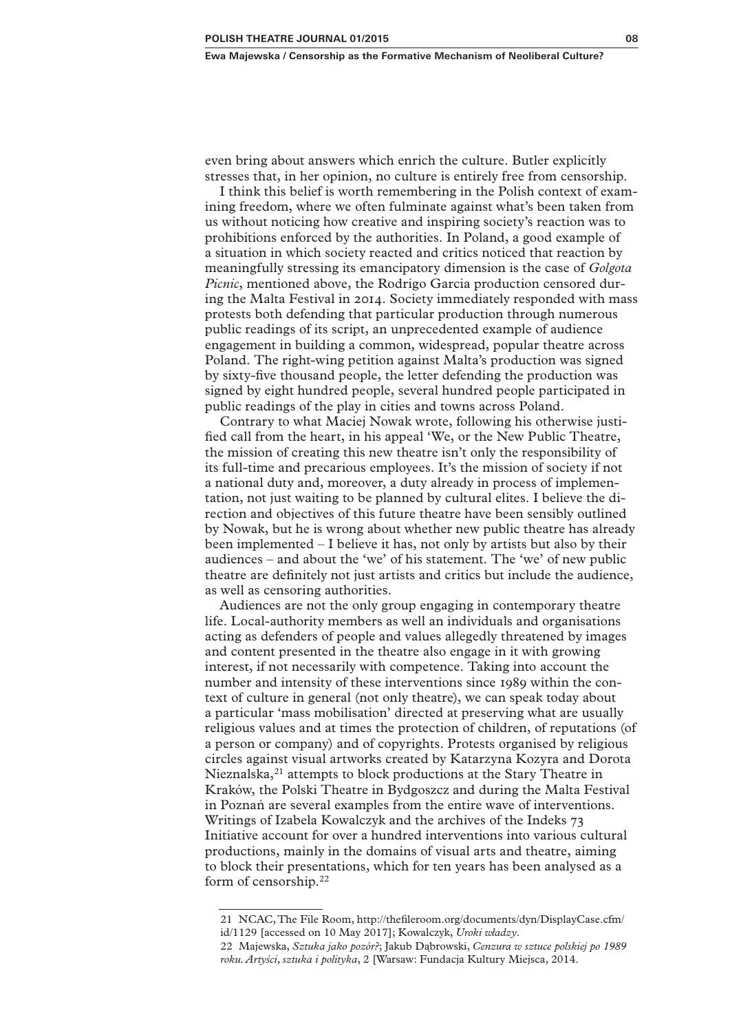even bring about answers which enrich the culture. Butler explicitly stresses that, in her opinion, no culture is entirely free from censorship.

I think this belief is worth remembering in the Polish context of examining freedom, where we often fulminate against what's been taken from us without noticing how creative and inspiring society's reaction was to prohibitions enforced by the authorities. In Poland, a good example of a situation in which society reacted and critics noticed that reaction by meaningfully stressing its emancipatory dimension is the case of *Golgota Picnic*, mentioned above, the Rodrigo Garcia production censored during the Malta Festival in 2014. Society immediately responded with mass protests both defending that particular production through numerous public readings of its script, an unprecedented example of audience engagement in building a common, widespread, popular theatre across Poland. The right-wing petition against Malta's production was signed by sixty-five thousand people, the letter defending the production was signed by eight hundred people, several hundred people participated in public readings of the play in cities and towns across Poland.

Contrary to what Maciej Nowak wrote, following his otherwise justified call from the heart, in his appeal 'We, or the New Public Theatre, the mission of creating this new theatre isn't only the responsibility of its full-time and precarious employees. It's the mission of society if not a national duty and, moreover, a duty already in process of implementation, not just waiting to be planned by cultural elites. I believe the direction and objectives of this future theatre have been sensibly outlined by Nowak, but he is wrong about whether new public theatre has already been implemented – I believe it has, not only by artists but also by their audiences – and about the 'we' of his statement. The 'we' of new public theatre are definitely not just artists and critics but include the audience, as well as censoring authorities.

Audiences are not the only group engaging in contemporary theatre life. Local-authority members as well an individuals and organisations acting as defenders of people and values allegedly threatened by images and content presented in the theatre also engage in it with growing interest, if not necessarily with competence. Taking into account the number and intensity of these interventions since 1989 within the context of culture in general (not only theatre), we can speak today about a particular 'mass mobilisation' directed at preserving what are usually religious values and at times the protection of children, of reputations (of a person or company) and of copyrights. Protests organised by religious circles against visual artworks created by Katarzyna Kozyra and Dorota Nieznalska,[21] attempts to block productions at the Stary Theatre in Kraków, the Polski Theatre in Bydgoszcz and during the Malta Festival in Poznań are several examples from the entire wave of interventions. Writings of Izabela Kowalczyk and the archives of the Indeks 73 Initiative account for over a hundred interventions into various cultural productions, mainly in the domains of visual arts and theatre, aiming to block their presentations, which for ten years has been analysed as a form of censorship.[22]

---

21 NCAC, The File Room, http://thefileroom.org/documents/dyn/DisplayCase.cfm/id/1129 [accessed on 10 May 2017]; Kowalczyk, *Uroki władzy*.

22 Majewska, *Sztuka jako pozór?*; Jakub Dąbrowski, *Cenzura w sztuce polskiej po 1989 roku. Artyści, sztuka i polityka*, 2 [Warsaw: Fundacja Kultury Miejsca, 2014.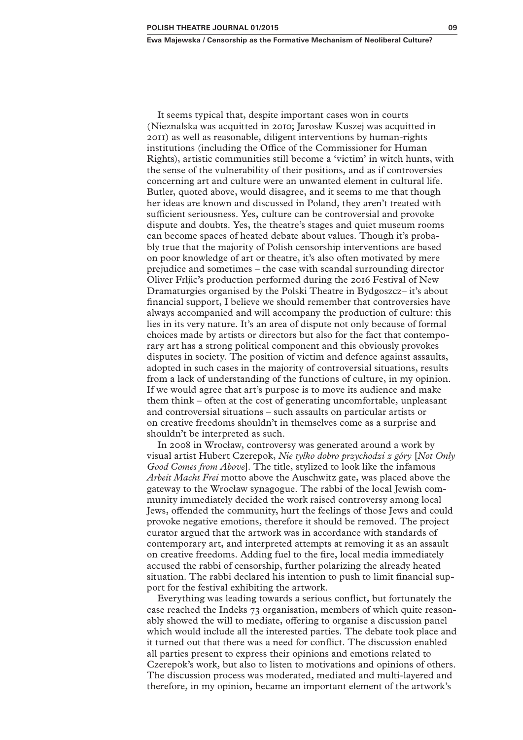It seems typical that, despite important cases won in courts (Nieznalska was acquitted in 2010; Jarosław Kuszej was acquitted in 2011) as well as reasonable, diligent interventions by human-rights institutions (including the Office of the Commissioner for Human Rights), artistic communities still become a 'victim' in witch hunts, with the sense of the vulnerability of their positions, and as if controversies concerning art and culture were an unwanted element in cultural life. Butler, quoted above, would disagree, and it seems to me that though her ideas are known and discussed in Poland, they aren't treated with sufficient seriousness. Yes, culture can be controversial and provoke dispute and doubts. Yes, the theatre's stages and quiet museum rooms can become spaces of heated debate about values. Though it's probably true that the majority of Polish censorship interventions are based on poor knowledge of art or theatre, it's also often motivated by mere prejudice and sometimes – the case with scandal surrounding director Oliver Frljic's production performed during the 2016 Festival of New Dramaturgies organised by the Polski Theatre in Bydgoszcz– it's about financial support, I believe we should remember that controversies have always accompanied and will accompany the production of culture: this lies in its very nature. It's an area of dispute not only because of formal choices made by artists or directors but also for the fact that contemporary art has a strong political component and this obviously provokes disputes in society. The position of victim and defence against assaults, adopted in such cases in the majority of controversial situations, results from a lack of understanding of the functions of culture, in my opinion. If we would agree that art's purpose is to move its audience and make them think – often at the cost of generating uncomfortable, unpleasant and controversial situations – such assaults on particular artists or on creative freedoms shouldn't in themselves come as a surprise and shouldn't be interpreted as such.

In 2008 in Wrocław, controversy was generated around a work by visual artist Hubert Czerepok, *Nie tylko dobro przychodzi z góry* [*Not Only Good Comes from Above*]. The title, stylized to look like the infamous *Arbeit Macht Frei* motto above the Auschwitz gate, was placed above the gateway to the Wrocław synagogue. The rabbi of the local Jewish community immediately decided the work raised controversy among local Jews, offended the community, hurt the feelings of those Jews and could provoke negative emotions, therefore it should be removed. The project curator argued that the artwork was in accordance with standards of contemporary art, and interpreted attempts at removing it as an assault on creative freedoms. Adding fuel to the fire, local media immediately accused the rabbi of censorship, further polarizing the already heated situation. The rabbi declared his intention to push to limit financial support for the festival exhibiting the artwork.

Everything was leading towards a serious conflict, but fortunately the case reached the Indeks 73 organisation, members of which quite reasonably showed the will to mediate, offering to organise a discussion panel which would include all the interested parties. The debate took place and it turned out that there was a need for conflict. The discussion enabled all parties present to express their opinions and emotions related to Czerepok's work, but also to listen to motivations and opinions of others. The discussion process was moderated, mediated and multi-layered and therefore, in my opinion, became an important element of the artwork's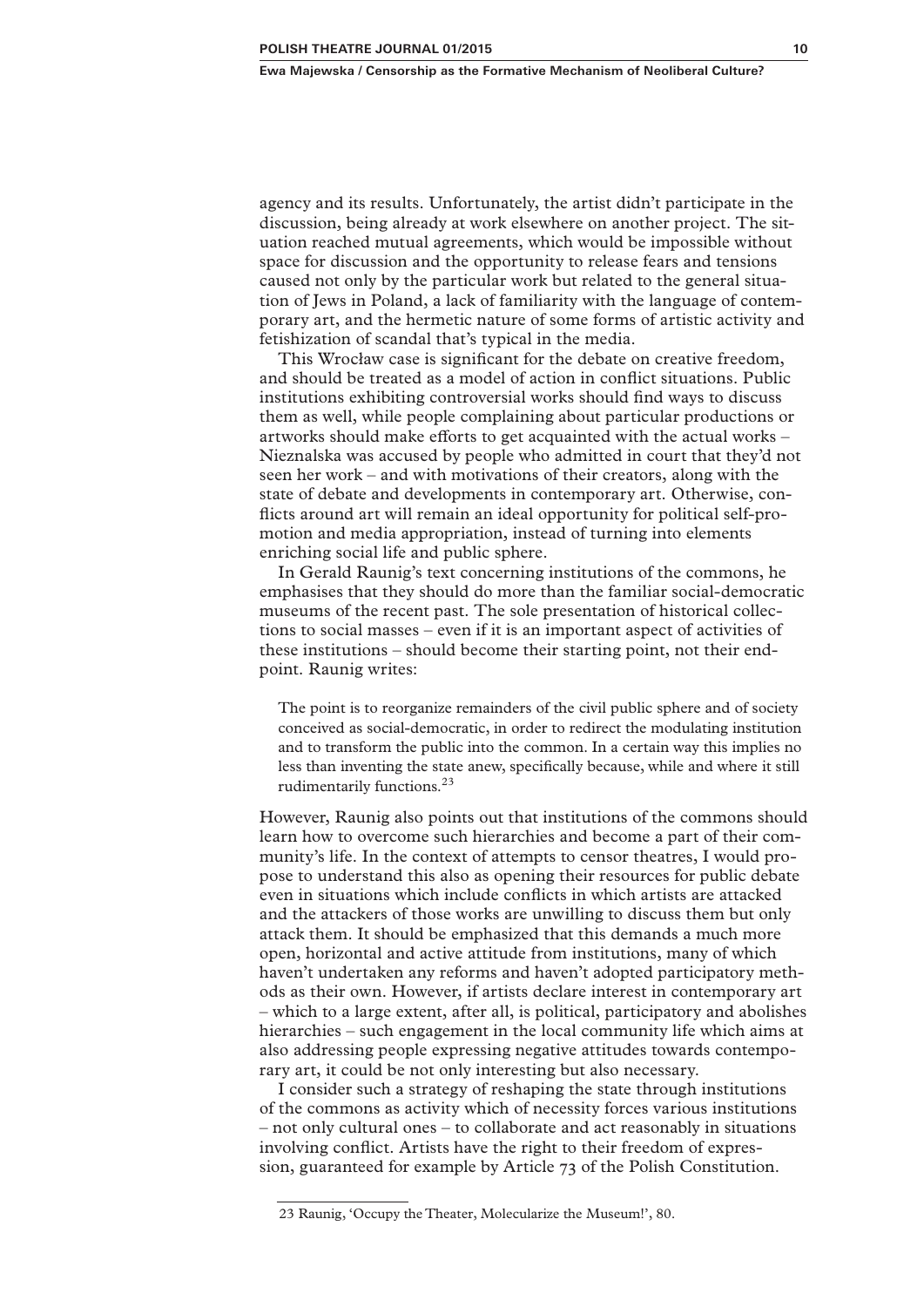agency and its results. Unfortunately, the artist didn't participate in the discussion, being already at work elsewhere on another project. The situation reached mutual agreements, which would be impossible without space for discussion and the opportunity to release fears and tensions caused not only by the particular work but related to the general situation of Jews in Poland, a lack of familiarity with the language of contemporary art, and the hermetic nature of some forms of artistic activity and fetishization of scandal that's typical in the media.

This Wrocław case is significant for the debate on creative freedom, and should be treated as a model of action in conflict situations. Public institutions exhibiting controversial works should find ways to discuss them as well, while people complaining about particular productions or artworks should make efforts to get acquainted with the actual works – Nieznalska was accused by people who admitted in court that they'd not seen her work – and with motivations of their creators, along with the state of debate and developments in contemporary art. Otherwise, conflicts around art will remain an ideal opportunity for political self-promotion and media appropriation, instead of turning into elements enriching social life and public sphere.

In Gerald Raunig's text concerning institutions of the commons, he emphasises that they should do more than the familiar social-democratic museums of the recent past. The sole presentation of historical collections to social masses – even if it is an important aspect of activities of these institutions – should become their starting point, not their endpoint. Raunig writes:

> The point is to reorganize remainders of the civil public sphere and of society conceived as social-democratic, in order to redirect the modulating institution and to transform the public into the common. In a certain way this implies no less than inventing the state anew, specifically because, while and where it still rudimentarily functions.[23]

However, Raunig also points out that institutions of the commons should learn how to overcome such hierarchies and become a part of their community's life. In the context of attempts to censor theatres, I would propose to understand this also as opening their resources for public debate even in situations which include conflicts in which artists are attacked and the attackers of those works are unwilling to discuss them but only attack them. It should be emphasized that this demands a much more open, horizontal and active attitude from institutions, many of which haven't undertaken any reforms and haven't adopted participatory methods as their own. However, if artists declare interest in contemporary art – which to a large extent, after all, is political, participatory and abolishes hierarchies – such engagement in the local community life which aims at also addressing people expressing negative attitudes towards contemporary art, it could be not only interesting but also necessary.

I consider such a strategy of reshaping the state through institutions of the commons as activity which of necessity forces various institutions – not only cultural ones – to collaborate and act reasonably in situations involving conflict. Artists have the right to their freedom of expression, guaranteed for example by Article 73 of the Polish Constitution.

---

23 Raunig, 'Occupy the Theater, Molecularize the Museum!', 80.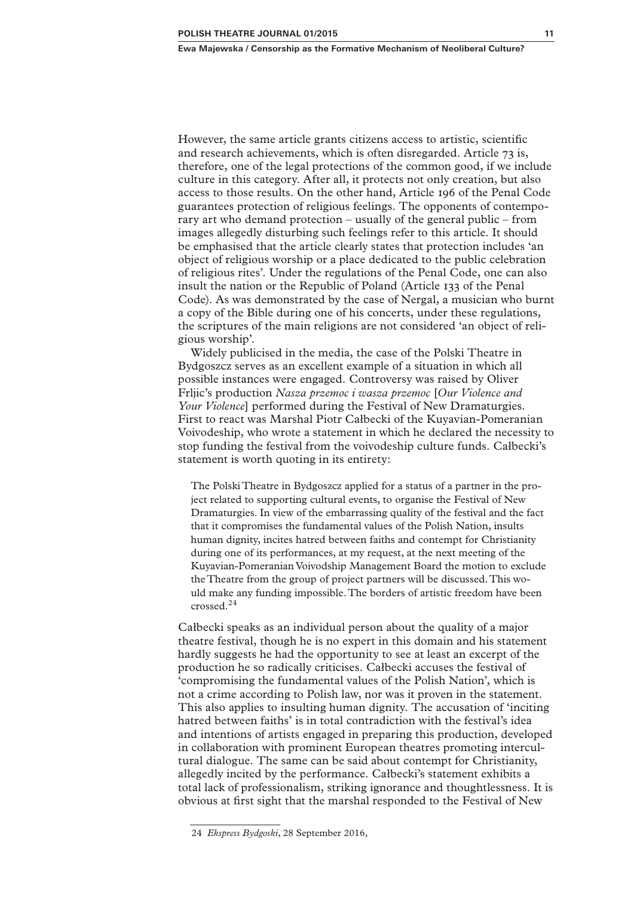However, the same article grants citizens access to artistic, scientific and research achievements, which is often disregarded. Article 73 is, therefore, one of the legal protections of the common good, if we include culture in this category. After all, it protects not only creation, but also access to those results. On the other hand, Article 196 of the Penal Code guarantees protection of religious feelings. The opponents of contemporary art who demand protection – usually of the general public – from images allegedly disturbing such feelings refer to this article. It should be emphasised that the article clearly states that protection includes 'an object of religious worship or a place dedicated to the public celebration of religious rites'. Under the regulations of the Penal Code, one can also insult the nation or the Republic of Poland (Article 133 of the Penal Code). As was demonstrated by the case of Nergal, a musician who burnt a copy of the Bible during one of his concerts, under these regulations, the scriptures of the main religions are not considered 'an object of religious worship'.

Widely publicised in the media, the case of the Polski Theatre in Bydgoszcz serves as an excellent example of a situation in which all possible instances were engaged. Controversy was raised by Oliver Frljic's production *Nasza przemoc i wasza przemoc* [*Our Violence and Your Violence*] performed during the Festival of New Dramaturgies. First to react was Marshal Piotr Całbecki of the Kuyavian-Pomeranian Voivodeship, who wrote a statement in which he declared the necessity to stop funding the festival from the voivodeship culture funds. Całbecki's statement is worth quoting in its entirety:

> The Polski Theatre in Bydgoszcz applied for a status of a partner in the project related to supporting cultural events, to organise the Festival of New Dramaturgies. In view of the embarrassing quality of the festival and the fact that it compromises the fundamental values of the Polish Nation, insults human dignity, incites hatred between faiths and contempt for Christianity during one of its performances, at my request, at the next meeting of the Kuyavian-Pomeranian Voivodship Management Board the motion to exclude the Theatre from the group of project partners will be discussed. This would make any funding impossible. The borders of artistic freedom have been crossed.[24]

Całbecki speaks as an individual person about the quality of a major theatre festival, though he is no expert in this domain and his statement hardly suggests he had the opportunity to see at least an excerpt of the production he so radically criticises. Całbecki accuses the festival of 'compromising the fundamental values of the Polish Nation', which is not a crime according to Polish law, nor was it proven in the statement. This also applies to insulting human dignity. The accusation of 'inciting hatred between faiths' is in total contradiction with the festival's idea and intentions of artists engaged in preparing this production, developed in collaboration with prominent European theatres promoting intercultural dialogue. The same can be said about contempt for Christianity, allegedly incited by the performance. Całbecki's statement exhibits a total lack of professionalism, striking ignorance and thoughtlessness. It is obvious at first sight that the marshal responded to the Festival of New

24 *Ekspress Bydgoski*, 28 September 2016,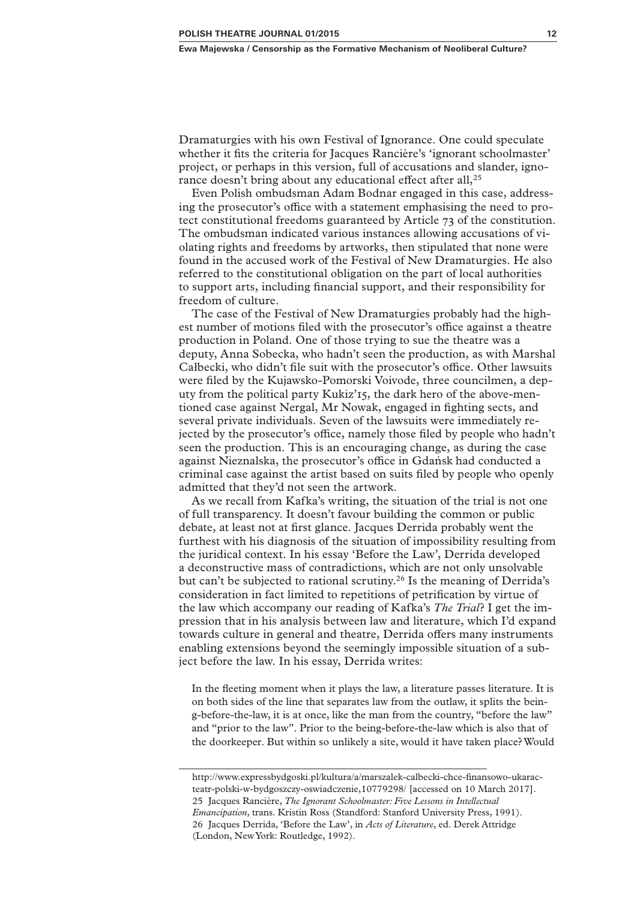Dramaturgies with his own Festival of Ignorance. One could speculate whether it fits the criteria for Jacques Rancière's 'ignorant schoolmaster' project, or perhaps in this version, full of accusations and slander, ignorance doesn't bring about any educational effect after all,[25]

Even Polish ombudsman Adam Bodnar engaged in this case, addressing the prosecutor's office with a statement emphasising the need to protect constitutional freedoms guaranteed by Article 73 of the constitution. The ombudsman indicated various instances allowing accusations of violating rights and freedoms by artworks, then stipulated that none were found in the accused work of the Festival of New Dramaturgies. He also referred to the constitutional obligation on the part of local authorities to support arts, including financial support, and their responsibility for freedom of culture.

The case of the Festival of New Dramaturgies probably had the highest number of motions filed with the prosecutor's office against a theatre production in Poland. One of those trying to sue the theatre was a deputy, Anna Sobecka, who hadn't seen the production, as with Marshal Całbecki, who didn't file suit with the prosecutor's office. Other lawsuits were filed by the Kujawsko-Pomorski Voivode, three councilmen, a deputy from the political party Kukiz'15, the dark hero of the above-mentioned case against Nergal, Mr Nowak, engaged in fighting sects, and several private individuals. Seven of the lawsuits were immediately rejected by the prosecutor's office, namely those filed by people who hadn't seen the production. This is an encouraging change, as during the case against Nieznalska, the prosecutor's office in Gdańsk had conducted a criminal case against the artist based on suits filed by people who openly admitted that they'd not seen the artwork.

As we recall from Kafka's writing, the situation of the trial is not one of full transparency. It doesn't favour building the common or public debate, at least not at first glance. Jacques Derrida probably went the furthest with his diagnosis of the situation of impossibility resulting from the juridical context. In his essay 'Before the Law', Derrida developed a deconstructive mass of contradictions, which are not only unsolvable but can't be subjected to rational scrutiny.[26] Is the meaning of Derrida's consideration in fact limited to repetitions of petrification by virtue of the law which accompany our reading of Kafka's *The Trial*? I get the impression that in his analysis between law and literature, which I'd expand towards culture in general and theatre, Derrida offers many instruments enabling extensions beyond the seemingly impossible situation of a subject before the law. In his essay, Derrida writes:

> In the fleeting moment when it plays the law, a literature passes literature. It is on both sides of the line that separates law from the outlaw, it splits the being-before-the-law, it is at once, like the man from the country, "before the law" and "prior to the law". Prior to the being-before-the-law which is also that of the doorkeeper. But within so unlikely a site, would it have taken place? Would

---

http://www.expressbydgoski.pl/kultura/a/marszalek-calbecki-chce-finansowo-ukarac-teatr-polski-w-bydgoszczy-oswiadczenie,10779298/ [accessed on 10 March 2017].

25 Jacques Rancière, *The Ignorant Schoolmaster: Five Lessons in Intellectual Emancipation*, trans. Kristin Ross (Standford: Stanford University Press, 1991).

26 Jacques Derrida, 'Before the Law', in *Acts of Literature*, ed. Derek Attridge (London, New York: Routledge, 1992).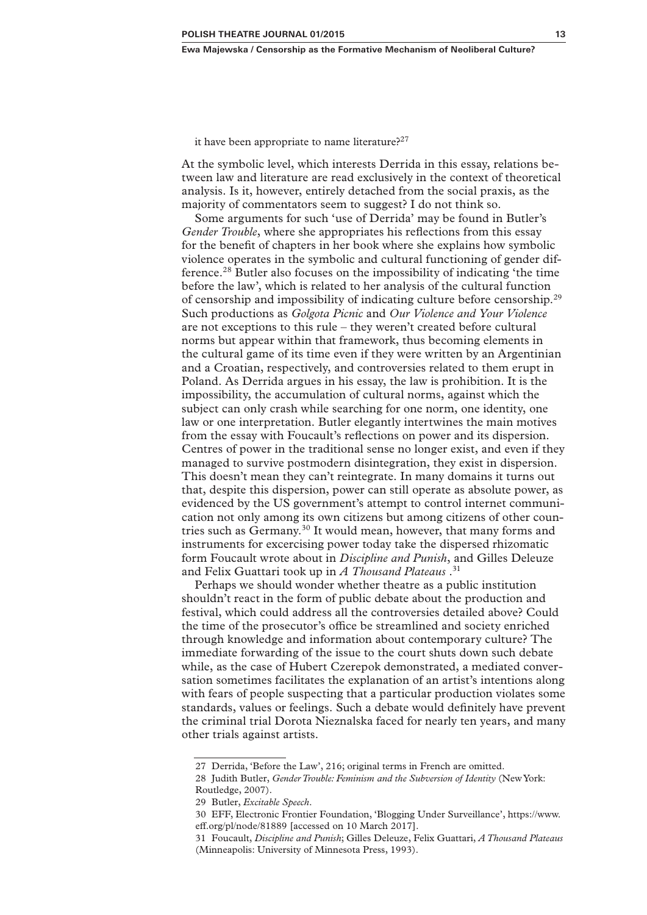it have been appropriate to name literature?[27]

At the symbolic level, which interests Derrida in this essay, relations between law and literature are read exclusively in the context of theoretical analysis. Is it, however, entirely detached from the social praxis, as the majority of commentators seem to suggest? I do not think so.

Some arguments for such 'use of Derrida' may be found in Butler's *Gender Trouble*, where she appropriates his reflections from this essay for the benefit of chapters in her book where she explains how symbolic violence operates in the symbolic and cultural functioning of gender difference.[28] Butler also focuses on the impossibility of indicating 'the time before the law', which is related to her analysis of the cultural function of censorship and impossibility of indicating culture before censorship.[29] Such productions as *Golgota Picnic* and *Our Violence and Your Violence* are not exceptions to this rule – they weren't created before cultural norms but appear within that framework, thus becoming elements in the cultural game of its time even if they were written by an Argentinian and a Croatian, respectively, and controversies related to them erupt in Poland. As Derrida argues in his essay, the law is prohibition. It is the impossibility, the accumulation of cultural norms, against which the subject can only crash while searching for one norm, one identity, one law or one interpretation. Butler elegantly intertwines the main motives from the essay with Foucault's reflections on power and its dispersion. Centres of power in the traditional sense no longer exist, and even if they managed to survive postmodern disintegration, they exist in dispersion. This doesn't mean they can't reintegrate. In many domains it turns out that, despite this dispersion, power can still operate as absolute power, as evidenced by the US government's attempt to control internet communication not only among its own citizens but among citizens of other countries such as Germany.[30] It would mean, however, that many forms and instruments for excercising power today take the dispersed rhizomatic form Foucault wrote about in *Discipline and Punish*, and Gilles Deleuze and Felix Guattari took up in *A Thousand Plateaus* .[31]

Perhaps we should wonder whether theatre as a public institution shouldn't react in the form of public debate about the production and festival, which could address all the controversies detailed above? Could the time of the prosecutor's office be streamlined and society enriched through knowledge and information about contemporary culture? The immediate forwarding of the issue to the court shuts down such debate while, as the case of Hubert Czerepok demonstrated, a mediated conversation sometimes facilitates the explanation of an artist's intentions along with fears of people suspecting that a particular production violates some standards, values or feelings. Such a debate would definitely have prevent the criminal trial Dorota Nieznalska faced for nearly ten years, and many other trials against artists.

---

27 Derrida, 'Before the Law', 216; original terms in French are omitted.

28 Judith Butler, *Gender Trouble: Feminism and the Subversion of Identity* (New York: Routledge, 2007).

29 Butler, *Excitable Speech*.

30 EFF, Electronic Frontier Foundation, 'Blogging Under Surveillance', https://www.eff.org/pl/node/81889 [accessed on 10 March 2017].

31 Foucault, *Discipline and Punish*; Gilles Deleuze, Felix Guattari, *A Thousand Plateaus* (Minneapolis: University of Minnesota Press, 1993).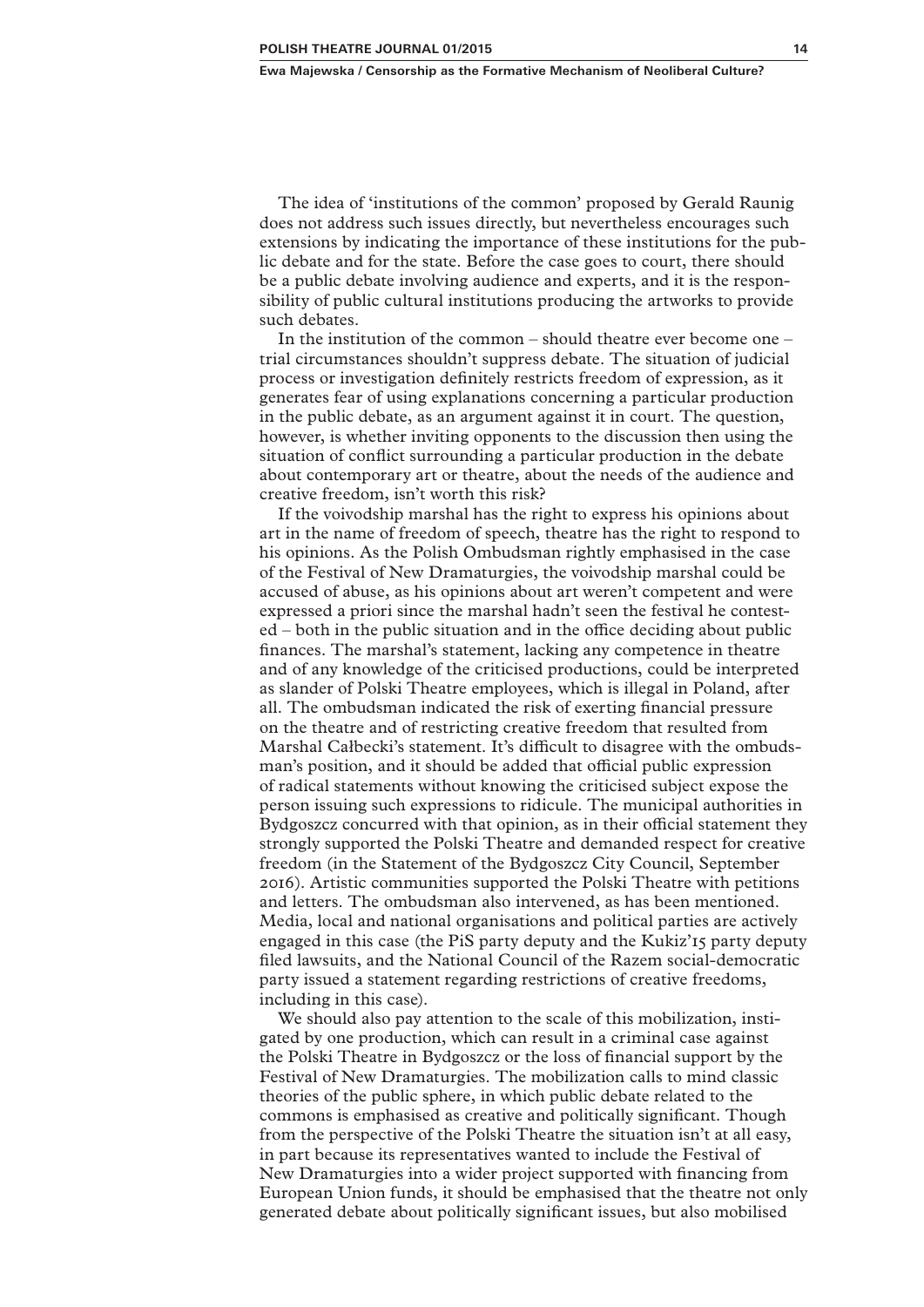The idea of 'institutions of the common' proposed by Gerald Raunig does not address such issues directly, but nevertheless encourages such extensions by indicating the importance of these institutions for the public debate and for the state. Before the case goes to court, there should be a public debate involving audience and experts, and it is the responsibility of public cultural institutions producing the artworks to provide such debates.

In the institution of the common – should theatre ever become one – trial circumstances shouldn't suppress debate. The situation of judicial process or investigation definitely restricts freedom of expression, as it generates fear of using explanations concerning a particular production in the public debate, as an argument against it in court. The question, however, is whether inviting opponents to the discussion then using the situation of conflict surrounding a particular production in the debate about contemporary art or theatre, about the needs of the audience and creative freedom, isn't worth this risk?

If the voivodship marshal has the right to express his opinions about art in the name of freedom of speech, theatre has the right to respond to his opinions. As the Polish Ombudsman rightly emphasised in the case of the Festival of New Dramaturgies, the voivodship marshal could be accused of abuse, as his opinions about art weren't competent and were expressed a priori since the marshal hadn't seen the festival he contested – both in the public situation and in the office deciding about public finances. The marshal's statement, lacking any competence in theatre and of any knowledge of the criticised productions, could be interpreted as slander of Polski Theatre employees, which is illegal in Poland, after all. The ombudsman indicated the risk of exerting financial pressure on the theatre and of restricting creative freedom that resulted from Marshal Całbecki's statement. It's difficult to disagree with the ombudsman's position, and it should be added that official public expression of radical statements without knowing the criticised subject expose the person issuing such expressions to ridicule. The municipal authorities in Bydgoszcz concurred with that opinion, as in their official statement they strongly supported the Polski Theatre and demanded respect for creative freedom (in the Statement of the Bydgoszcz City Council, September 2016). Artistic communities supported the Polski Theatre with petitions and letters. The ombudsman also intervened, as has been mentioned. Media, local and national organisations and political parties are actively engaged in this case (the PiS party deputy and the Kukiz'15 party deputy filed lawsuits, and the National Council of the Razem social-democratic party issued a statement regarding restrictions of creative freedoms, including in this case).

We should also pay attention to the scale of this mobilization, instigated by one production, which can result in a criminal case against the Polski Theatre in Bydgoszcz or the loss of financial support by the Festival of New Dramaturgies. The mobilization calls to mind classic theories of the public sphere, in which public debate related to the commons is emphasised as creative and politically significant. Though from the perspective of the Polski Theatre the situation isn't at all easy, in part because its representatives wanted to include the Festival of New Dramaturgies into a wider project supported with financing from European Union funds, it should be emphasised that the theatre not only generated debate about politically significant issues, but also mobilised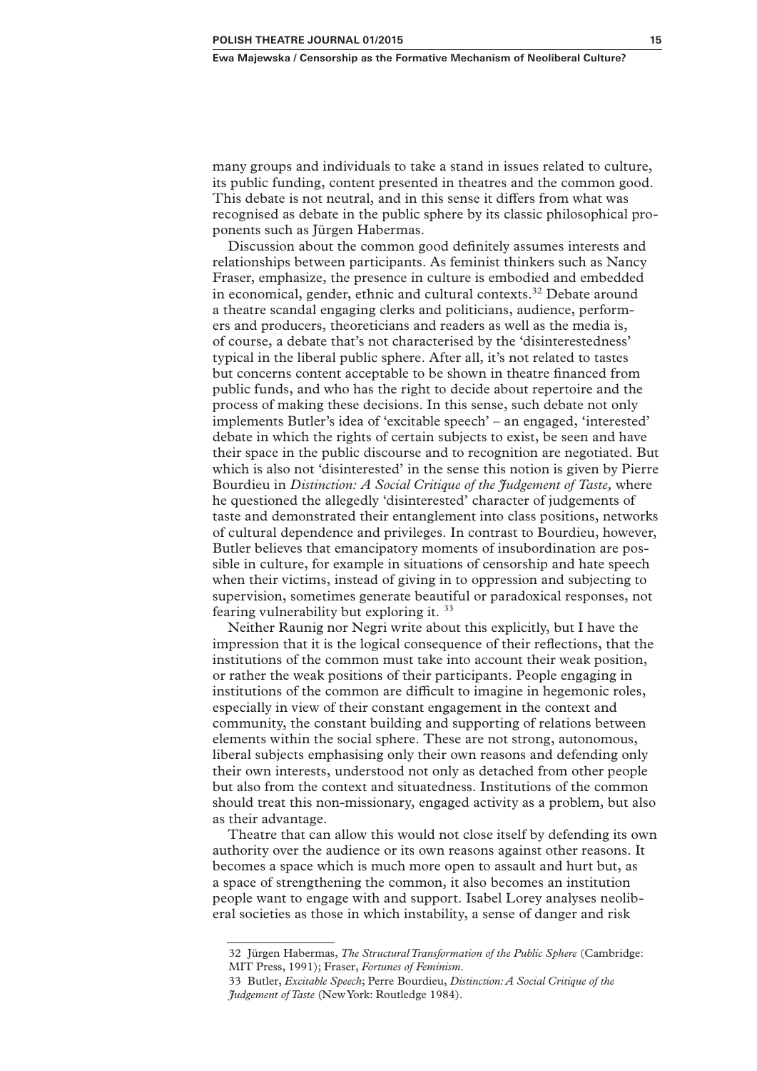many groups and individuals to take a stand in issues related to culture, its public funding, content presented in theatres and the common good. This debate is not neutral, and in this sense it differs from what was recognised as debate in the public sphere by its classic philosophical proponents such as Jürgen Habermas.

Discussion about the common good definitely assumes interests and relationships between participants. As feminist thinkers such as Nancy Fraser, emphasize, the presence in culture is embodied and embedded in economical, gender, ethnic and cultural contexts.[32] Debate around a theatre scandal engaging clerks and politicians, audience, performers and producers, theoreticians and readers as well as the media is, of course, a debate that's not characterised by the 'disinterestedness' typical in the liberal public sphere. After all, it's not related to tastes but concerns content acceptable to be shown in theatre financed from public funds, and who has the right to decide about repertoire and the process of making these decisions. In this sense, such debate not only implements Butler's idea of 'excitable speech' – an engaged, 'interested' debate in which the rights of certain subjects to exist, be seen and have their space in the public discourse and to recognition are negotiated. But which is also not 'disinterested' in the sense this notion is given by Pierre Bourdieu in *Distinction: A Social Critique of the Judgement of Taste,* where he questioned the allegedly 'disinterested' character of judgements of taste and demonstrated their entanglement into class positions, networks of cultural dependence and privileges. In contrast to Bourdieu, however, Butler believes that emancipatory moments of insubordination are possible in culture, for example in situations of censorship and hate speech when their victims, instead of giving in to oppression and subjecting to supervision, sometimes generate beautiful or paradoxical responses, not fearing vulnerability but exploring it. [33]

Neither Raunig nor Negri write about this explicitly, but I have the impression that it is the logical consequence of their reflections, that the institutions of the common must take into account their weak position, or rather the weak positions of their participants. People engaging in institutions of the common are difficult to imagine in hegemonic roles, especially in view of their constant engagement in the context and community, the constant building and supporting of relations between elements within the social sphere. These are not strong, autonomous, liberal subjects emphasising only their own reasons and defending only their own interests, understood not only as detached from other people but also from the context and situatedness. Institutions of the common should treat this non-missionary, engaged activity as a problem, but also as their advantage.

Theatre that can allow this would not close itself by defending its own authority over the audience or its own reasons against other reasons. It becomes a space which is much more open to assault and hurt but, as a space of strengthening the common, it also becomes an institution people want to engage with and support. Isabel Lorey analyses neoliberal societies as those in which instability, a sense of danger and risk

---

32 Jürgen Habermas, *The Structural Transformation of the Public Sphere* (Cambridge: MIT Press, 1991); Fraser, *Fortunes of Feminism*.

33 Butler, *Excitable Speech*; Perre Bourdieu, *Distinction: A Social Critique of the Judgement of Taste* (New York: Routledge 1984).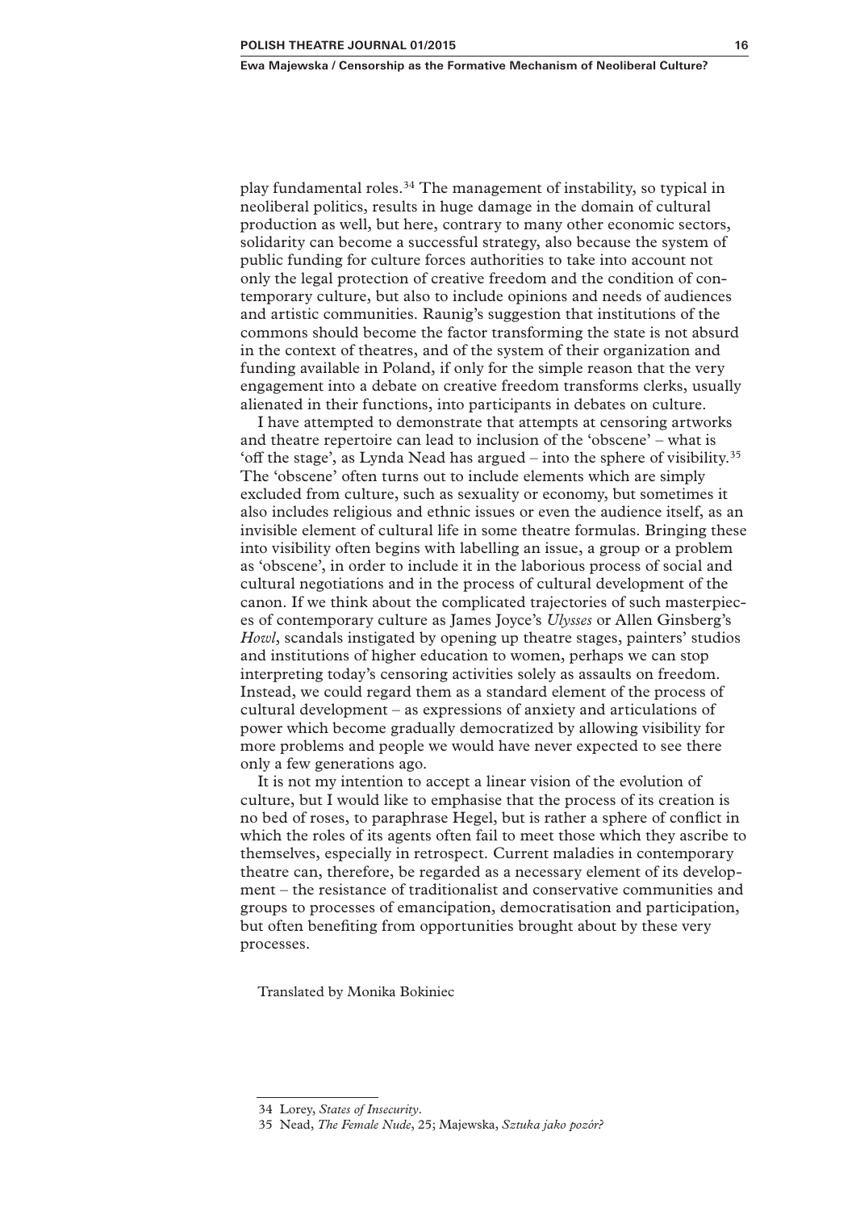play fundamental roles.[34] The management of instability, so typical in neoliberal politics, results in huge damage in the domain of cultural production as well, but here, contrary to many other economic sectors, solidarity can become a successful strategy, also because the system of public funding for culture forces authorities to take into account not only the legal protection of creative freedom and the condition of contemporary culture, but also to include opinions and needs of audiences and artistic communities. Raunig's suggestion that institutions of the commons should become the factor transforming the state is not absurd in the context of theatres, and of the system of their organization and funding available in Poland, if only for the simple reason that the very engagement into a debate on creative freedom transforms clerks, usually alienated in their functions, into participants in debates on culture.

I have attempted to demonstrate that attempts at censoring artworks and theatre repertoire can lead to inclusion of the 'obscene' – what is 'off the stage', as Lynda Nead has argued – into the sphere of visibility.[35] The 'obscene' often turns out to include elements which are simply excluded from culture, such as sexuality or economy, but sometimes it also includes religious and ethnic issues or even the audience itself, as an invisible element of cultural life in some theatre formulas. Bringing these into visibility often begins with labelling an issue, a group or a problem as 'obscene', in order to include it in the laborious process of social and cultural negotiations and in the process of cultural development of the canon. If we think about the complicated trajectories of such masterpieces of contemporary culture as James Joyce's *Ulysses* or Allen Ginsberg's *Howl*, scandals instigated by opening up theatre stages, painters' studios and institutions of higher education to women, perhaps we can stop interpreting today's censoring activities solely as assaults on freedom. Instead, we could regard them as a standard element of the process of cultural development – as expressions of anxiety and articulations of power which become gradually democratized by allowing visibility for more problems and people we would have never expected to see there only a few generations ago.

It is not my intention to accept a linear vision of the evolution of culture, but I would like to emphasise that the process of its creation is no bed of roses, to paraphrase Hegel, but is rather a sphere of conflict in which the roles of its agents often fail to meet those which they ascribe to themselves, especially in retrospect. Current maladies in contemporary theatre can, therefore, be regarded as a necessary element of its development – the resistance of traditionalist and conservative communities and groups to processes of emancipation, democratisation and participation, but often benefiting from opportunities brought about by these very processes.

Translated by Monika Bokiniec

---

34 Lorey, *States of Insecurity*.

35 Nead, *The Female Nude*, 25; Majewska, *Sztuka jako pozór?*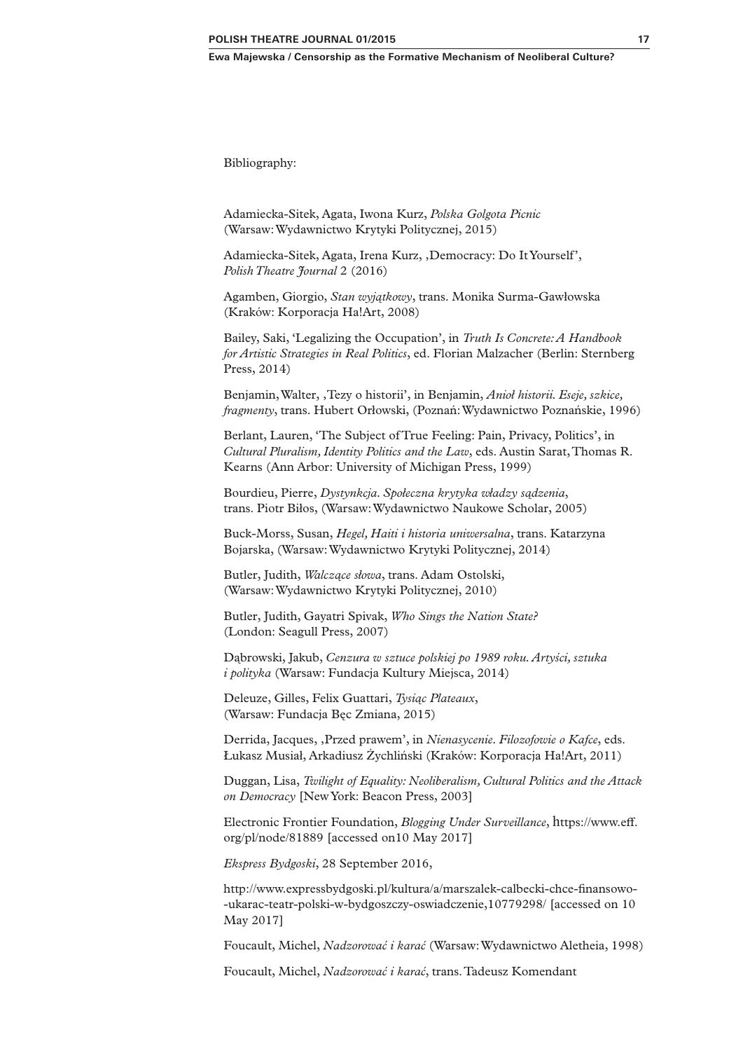Bibliography:

Adamiecka-Sitek, Agata, Iwona Kurz, *Polska Golgota Picnic* (Warsaw: Wydawnictwo Krytyki Politycznej, 2015)

Adamiecka-Sitek, Agata, Irena Kurz, ‚Democracy: Do It Yourself', *Polish Theatre Journal* 2 (2016)

Agamben, Giorgio, *Stan wyjątkowy*, trans. Monika Surma-Gawłowska (Kraków: Korporacja Ha!Art, 2008)

Bailey, Saki, 'Legalizing the Occupation', in *Truth Is Concrete: A Handbook for Artistic Strategies in Real Politics*, ed. Florian Malzacher (Berlin: Sternberg Press, 2014)

Benjamin, Walter, ‚Tezy o historii', in Benjamin, *Anioł historii. Eseje, szkice, fragmenty*, trans. Hubert Orłowski, (Poznań: Wydawnictwo Poznańskie, 1996)

Berlant, Lauren, 'The Subject of True Feeling: Pain, Privacy, Politics', in *Cultural Pluralism, Identity Politics and the Law*, eds. Austin Sarat, Thomas R. Kearns (Ann Arbor: University of Michigan Press, 1999)

Bourdieu, Pierre, *Dystynkcja. Społeczna krytyka władzy sądzenia*, trans. Piotr Biłos, (Warsaw: Wydawnictwo Naukowe Scholar, 2005)

Buck-Morss, Susan, *Hegel, Haiti i historia uniwersalna*, trans. Katarzyna Bojarska, (Warsaw: Wydawnictwo Krytyki Politycznej, 2014)

Butler, Judith, *Walczące słowa*, trans. Adam Ostolski, (Warsaw: Wydawnictwo Krytyki Politycznej, 2010)

Butler, Judith, Gayatri Spivak, *Who Sings the Nation State?* (London: Seagull Press, 2007)

Dąbrowski, Jakub, *Cenzura w sztuce polskiej po 1989 roku. Artyści, sztuka i polityka* (Warsaw: Fundacja Kultury Miejsca, 2014)

Deleuze, Gilles, Felix Guattari, *Tysiąc Plateaux*, (Warsaw: Fundacja Bęc Zmiana, 2015)

Derrida, Jacques, ‚Przed prawem', in *Nienasycenie. Filozofowie o Kafce*, eds. Łukasz Musiał, Arkadiusz Żychliński (Kraków: Korporacja Ha!Art, 2011)

Duggan, Lisa, *Twilight of Equality: Neoliberalism, Cultural Politics and the Attack on Democracy* [New York: Beacon Press, 2003]

Electronic Frontier Foundation, *Blogging Under Surveillance*, https://www.eff.org/pl/node/81889 [accessed on10 May 2017]

*Ekspress Bydgoski*, 28 September 2016,

http://www.expressbydgoski.pl/kultura/a/marszalek-calbecki-chce-finansowo--ukarac-teatr-polski-w-bydgoszczy-oswiadczenie,10779298/ [accessed on 10 May 2017]

Foucault, Michel, *Nadzorować i karać* (Warsaw: Wydawnictwo Aletheia, 1998)

Foucault, Michel, *Nadzorować i karać*, trans. Tadeusz Komendant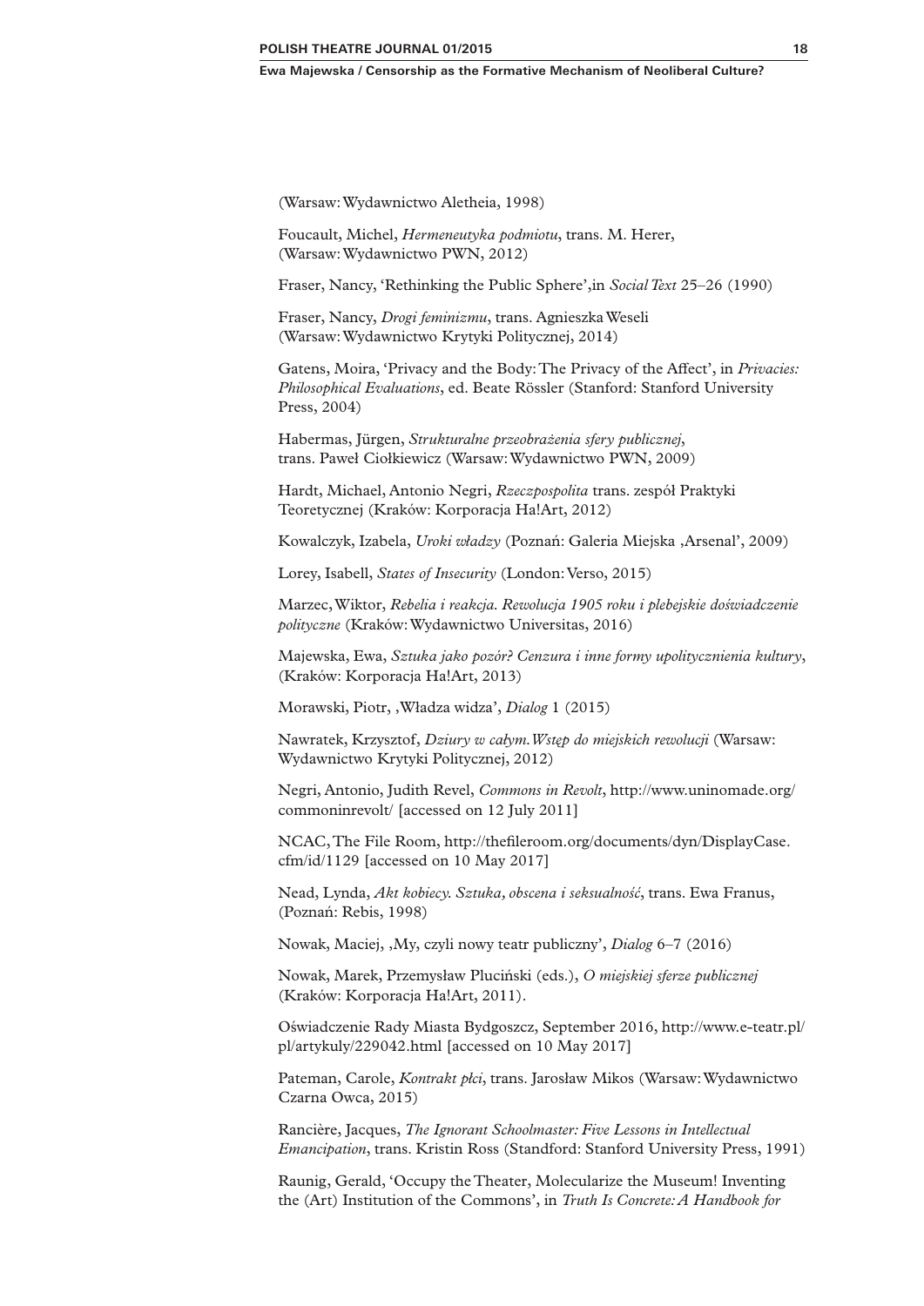(Warsaw: Wydawnictwo Aletheia, 1998)

Foucault, Michel, *Hermeneutyka podmiotu*, trans. M. Herer, (Warsaw: Wydawnictwo PWN, 2012)

Fraser, Nancy, 'Rethinking the Public Sphere',in *Social Text* 25–26 (1990)

Fraser, Nancy, *Drogi feminizmu*, trans. Agnieszka Weseli (Warsaw: Wydawnictwo Krytyki Politycznej, 2014)

Gatens, Moira, 'Privacy and the Body: The Privacy of the Affect', in *Privacies: Philosophical Evaluations*, ed. Beate Rössler (Stanford: Stanford University Press, 2004)

Habermas, Jürgen, *Strukturalne przeobrażenia sfery publicznej*, trans. Paweł Ciołkiewicz (Warsaw: Wydawnictwo PWN, 2009)

Hardt, Michael, Antonio Negri, *Rzeczpospolita* trans. zespół Praktyki Teoretycznej (Kraków: Korporacja Ha!Art, 2012)

Kowalczyk, Izabela, *Uroki władzy* (Poznań: Galeria Miejska ,Arsenal', 2009)

Lorey, Isabell, *States of Insecurity* (London: Verso, 2015)

Marzec, Wiktor, *Rebelia i reakcja. Rewolucja 1905 roku i plebejskie doświadczenie polityczne* (Kraków: Wydawnictwo Universitas, 2016)

Majewska, Ewa, *Sztuka jako pozór? Cenzura i inne formy upolitycznienia kultury*, (Kraków: Korporacja Ha!Art, 2013)

Morawski, Piotr, ,Władza widza', *Dialog* 1 (2015)

Nawratek, Krzysztof, *Dziury w całym. Wstęp do miejskich rewolucji* (Warsaw: Wydawnictwo Krytyki Politycznej, 2012)

Negri, Antonio, Judith Revel, *Commons in Revolt*, http://www.uninomade.org/commoninrevolt/ [accessed on 12 July 2011]

NCAC, The File Room, http://thefileroom.org/documents/dyn/DisplayCase.cfm/id/1129 [accessed on 10 May 2017]

Nead, Lynda, *Akt kobiecy. Sztuka, obscena i seksualność*, trans. Ewa Franus, (Poznań: Rebis, 1998)

Nowak, Maciej, ,My, czyli nowy teatr publiczny', *Dialog* 6–7 (2016)

Nowak, Marek, Przemysław Pluciński (eds.), *O miejskiej sferze publicznej* (Kraków: Korporacja Ha!Art, 2011).

Oświadczenie Rady Miasta Bydgoszcz, September 2016, http://www.e-teatr.pl/pl/artykuly/229042.html [accessed on 10 May 2017]

Pateman, Carole, *Kontrakt płci*, trans. Jarosław Mikos (Warsaw: Wydawnictwo Czarna Owca, 2015)

Rancière, Jacques, *The Ignorant Schoolmaster: Five Lessons in Intellectual Emancipation*, trans. Kristin Ross (Standford: Stanford University Press, 1991)

Raunig, Gerald, 'Occupy the Theater, Molecularize the Museum! Inventing the (Art) Institution of the Commons', in *Truth Is Concrete: A Handbook for*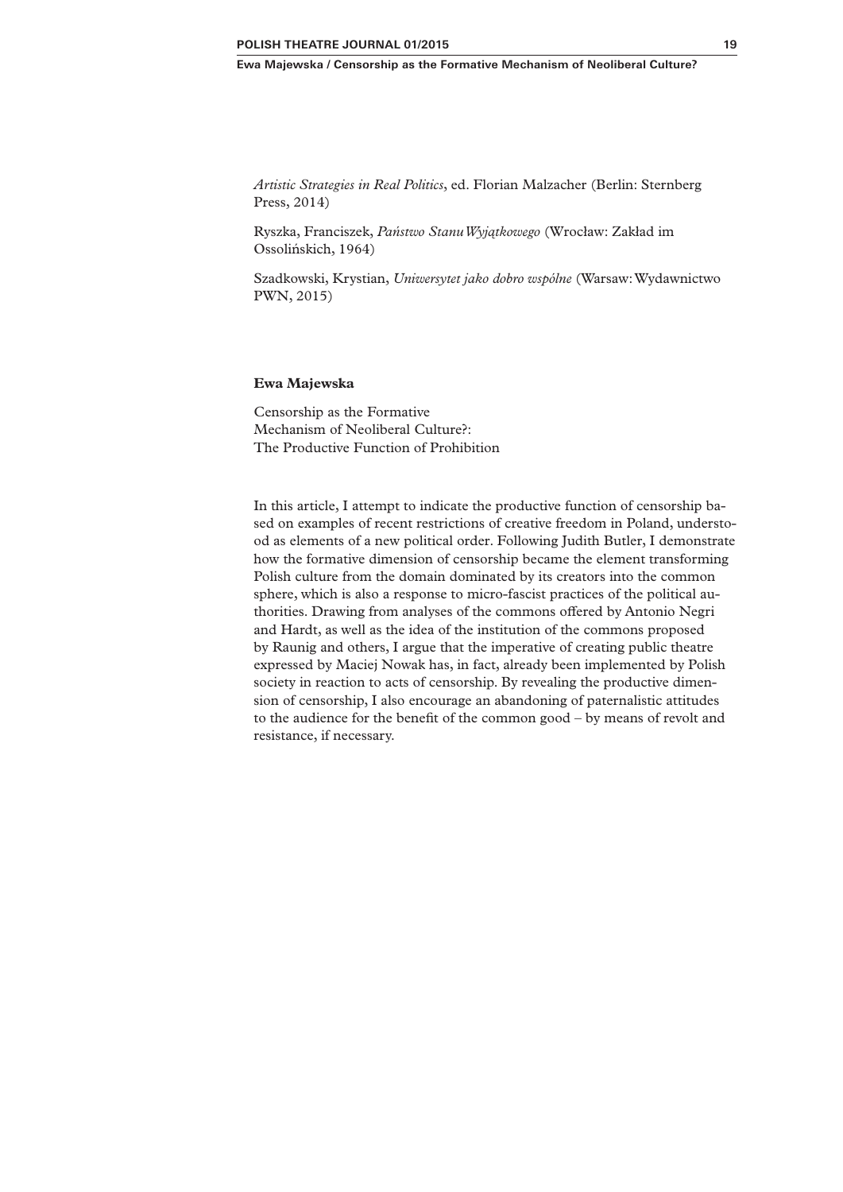*Artistic Strategies in Real Politics*, ed. Florian Malzacher (Berlin: Sternberg Press, 2014)

Ryszka, Franciszek, *Państwo Stanu Wyjątkowego* (Wrocław: Zakład im Ossolińskich, 1964)

Szadkowski, Krystian, *Uniwersytet jako dobro wspólne* (Warsaw: Wydawnictwo PWN, 2015)

**Ewa Majewska**

Censorship as the Formative Mechanism of Neoliberal Culture?: The Productive Function of Prohibition

In this article, I attempt to indicate the productive function of censorship based on examples of recent restrictions of creative freedom in Poland, understood as elements of a new political order. Following Judith Butler, I demonstrate how the formative dimension of censorship became the element transforming Polish culture from the domain dominated by its creators into the common sphere, which is also a response to micro-fascist practices of the political authorities. Drawing from analyses of the commons offered by Antonio Negri and Hardt, as well as the idea of the institution of the commons proposed by Raunig and others, I argue that the imperative of creating public theatre expressed by Maciej Nowak has, in fact, already been implemented by Polish society in reaction to acts of censorship. By revealing the productive dimension of censorship, I also encourage an abandoning of paternalistic attitudes to the audience for the benefit of the common good – by means of revolt and resistance, if necessary.